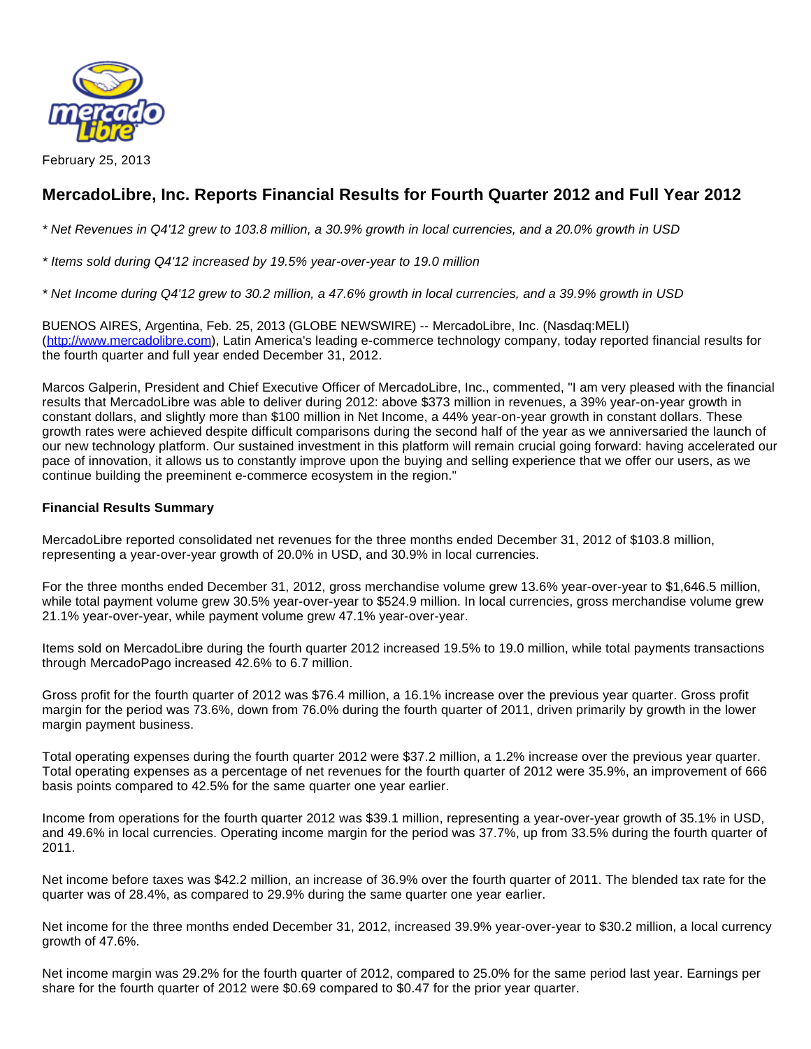February 25, 2013

# MercadoLibre, Inc. Reports Financial Results for Fourth Quarter 2012 and Full Year 2012

*\* Net Revenues in Q4'12 grew to 103.8 million, a 30.9% growth in local currencies, and a 20.0% growth in USD*

*\* Items sold during Q4'12 increased by 19.5% year-over-year to 19.0 million*

*\* Net Income during Q4'12 grew to 30.2 million, a 47.6% growth in local currencies, and a 39.9% growth in USD*

BUENOS AIRES, Argentina, Feb. 25, 2013 (GLOBE NEWSWIRE) -- MercadoLibre, Inc. (Nasdaq:MELI) (http://www.mercadolibre.com), Latin America's leading e-commerce technology company, today reported financial results for the fourth quarter and full year ended December 31, 2012.

Marcos Galperin, President and Chief Executive Officer of MercadoLibre, Inc., commented, "I am very pleased with the financial results that MercadoLibre was able to deliver during 2012: above $373 million in revenues, a 39% year-on-year growth in constant dollars, and slightly more than $100 million in Net Income, a 44% year-on-year growth in constant dollars. These growth rates were achieved despite difficult comparisons during the second half of the year as we anniversaried the launch of our new technology platform. Our sustained investment in this platform will remain crucial going forward: having accelerated our pace of innovation, it allows us to constantly improve upon the buying and selling experience that we offer our users, as we continue building the preeminent e-commerce ecosystem in the region."

**Financial Results Summary**

MercadoLibre reported consolidated net revenues for the three months ended December 31, 2012 of $103.8 million, representing a year-over-year growth of 20.0% in USD, and 30.9% in local currencies.

For the three months ended December 31, 2012, gross merchandise volume grew 13.6% year-over-year to $1,646.5 million, while total payment volume grew 30.5% year-over-year to $524.9 million. In local currencies, gross merchandise volume grew 21.1% year-over-year, while payment volume grew 47.1% year-over-year.

Items sold on MercadoLibre during the fourth quarter 2012 increased 19.5% to 19.0 million, while total payments transactions through MercadoPago increased 42.6% to 6.7 million.

Gross profit for the fourth quarter of 2012 was $76.4 million, a 16.1% increase over the previous year quarter. Gross profit margin for the period was 73.6%, down from 76.0% during the fourth quarter of 2011, driven primarily by growth in the lower margin payment business.

Total operating expenses during the fourth quarter 2012 were $37.2 million, a 1.2% increase over the previous year quarter. Total operating expenses as a percentage of net revenues for the fourth quarter of 2012 were 35.9%, an improvement of 666 basis points compared to 42.5% for the same quarter one year earlier.

Income from operations for the fourth quarter 2012 was $39.1 million, representing a year-over-year growth of 35.1% in USD, and 49.6% in local currencies. Operating income margin for the period was 37.7%, up from 33.5% during the fourth quarter of 2011.

Net income before taxes was $42.2 million, an increase of 36.9% over the fourth quarter of 2011. The blended tax rate for the quarter was of 28.4%, as compared to 29.9% during the same quarter one year earlier.

Net income for the three months ended December 31, 2012, increased 39.9% year-over-year to $30.2 million, a local currency growth of 47.6%.

Net income margin was 29.2% for the fourth quarter of 2012, compared to 25.0% for the same period last year. Earnings per share for the fourth quarter of 2012 were $0.69 compared to $0.47 for the prior year quarter.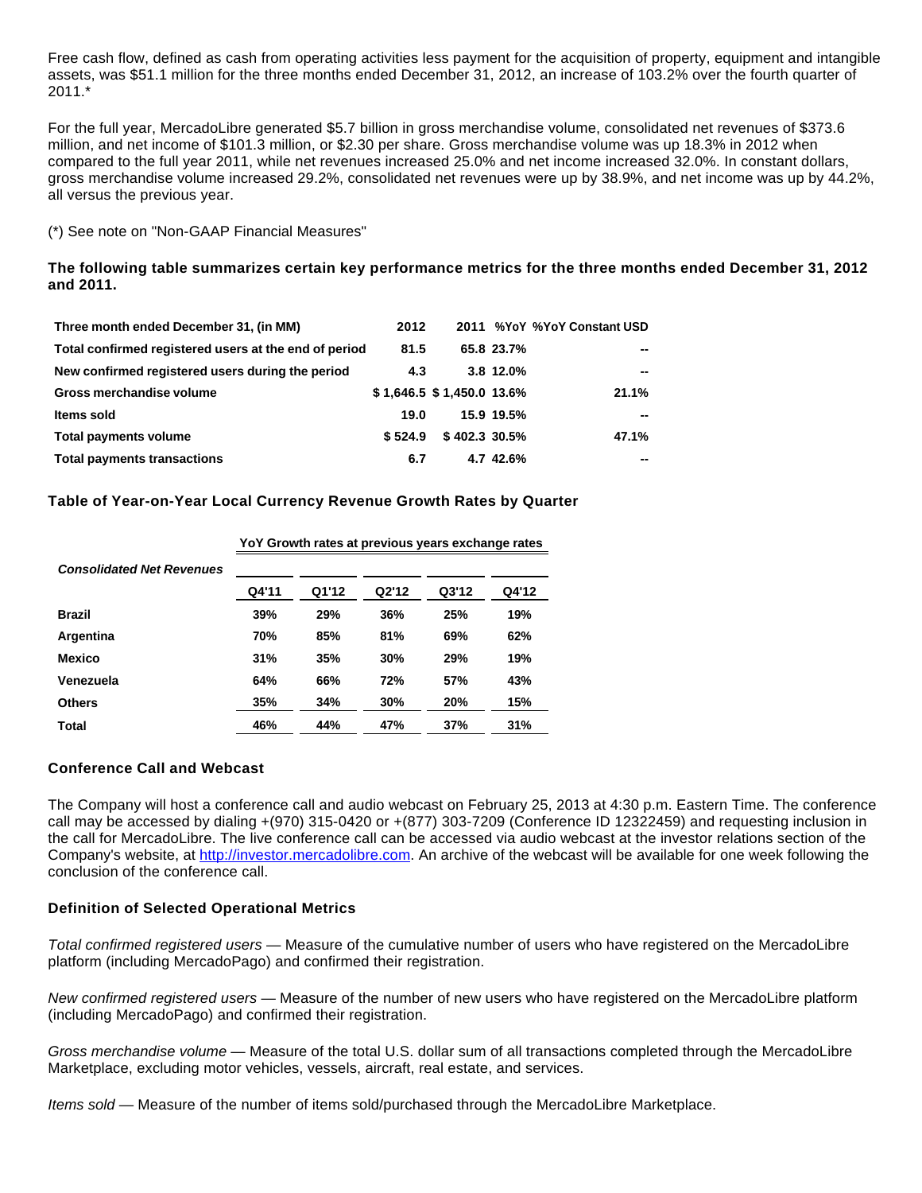Free cash flow, defined as cash from operating activities less payment for the acquisition of property, equipment and intangible assets, was $51.1 million for the three months ended December 31, 2012, an increase of 103.2% over the fourth quarter of 2011.*

For the full year, MercadoLibre generated $5.7 billion in gross merchandise volume, consolidated net revenues of $373.6 million, and net income of $101.3 million, or $2.30 per share. Gross merchandise volume was up 18.3% in 2012 when compared to the full year 2011, while net revenues increased 25.0% and net income increased 32.0%. In constant dollars, gross merchandise volume increased 29.2%, consolidated net revenues were up by 38.9%, and net income was up by 44.2%, all versus the previous year.

(*) See note on "Non-GAAP Financial Measures"

**The following table summarizes certain key performance metrics for the three months ended December 31, 2012 and 2011.**

| Three month ended December 31, (in MM) | 2012 | 2011 | %YoY | %YoY Constant USD |
|---|---|---|---|---|
| Total confirmed registered users at the end of period | 81.5 | 65.8 | 23.7% | -- |
| New confirmed registered users during the period | 4.3 | 3.8 | 12.0% | -- |
| Gross merchandise volume | $ 1,646.5 | $ 1,450.0 | 13.6% | 21.1% |
| Items sold | 19.0 | 15.9 | 19.5% | -- |
| Total payments volume | $ 524.9 | $ 402.3 | 30.5% | 47.1% |
| Total payments transactions | 6.7 | 4.7 | 42.6% | -- |

**Table of Year-on-Year Local Currency Revenue Growth Rates by Quarter**

| *Consolidated Net Revenues* | YoY Growth rates at previous years exchange rates | | | | |
|---|---|---|---|---|---|
| | Q4'11 | Q1'12 | Q2'12 | Q3'12 | Q4'12 |
| **Brazil** | 39% | 29% | 36% | 25% | 19% |
| **Argentina** | 70% | 85% | 81% | 69% | 62% |
| **Mexico** | 31% | 35% | 30% | 29% | 19% |
| **Venezuela** | 64% | 66% | 72% | 57% | 43% |
| **Others** | 35% | 34% | 30% | 20% | 15% |
| **Total** | 46% | 44% | 47% | 37% | 31% |

### Conference Call and Webcast

The Company will host a conference call and audio webcast on February 25, 2013 at 4:30 p.m. Eastern Time. The conference call may be accessed by dialing +(970) 315-0420 or +(877) 303-7209 (Conference ID 12322459) and requesting inclusion in the call for MercadoLibre. The live conference call can be accessed via audio webcast at the investor relations section of the Company's website, at http://investor.mercadolibre.com. An archive of the webcast will be available for one week following the conclusion of the conference call.

### Definition of Selected Operational Metrics

*Total confirmed registered users* — Measure of the cumulative number of users who have registered on the MercadoLibre platform (including MercadoPago) and confirmed their registration.

*New confirmed registered users* — Measure of the number of new users who have registered on the MercadoLibre platform (including MercadoPago) and confirmed their registration.

*Gross merchandise volume* — Measure of the total U.S. dollar sum of all transactions completed through the MercadoLibre Marketplace, excluding motor vehicles, vessels, aircraft, real estate, and services.

*Items sold* — Measure of the number of items sold/purchased through the MercadoLibre Marketplace.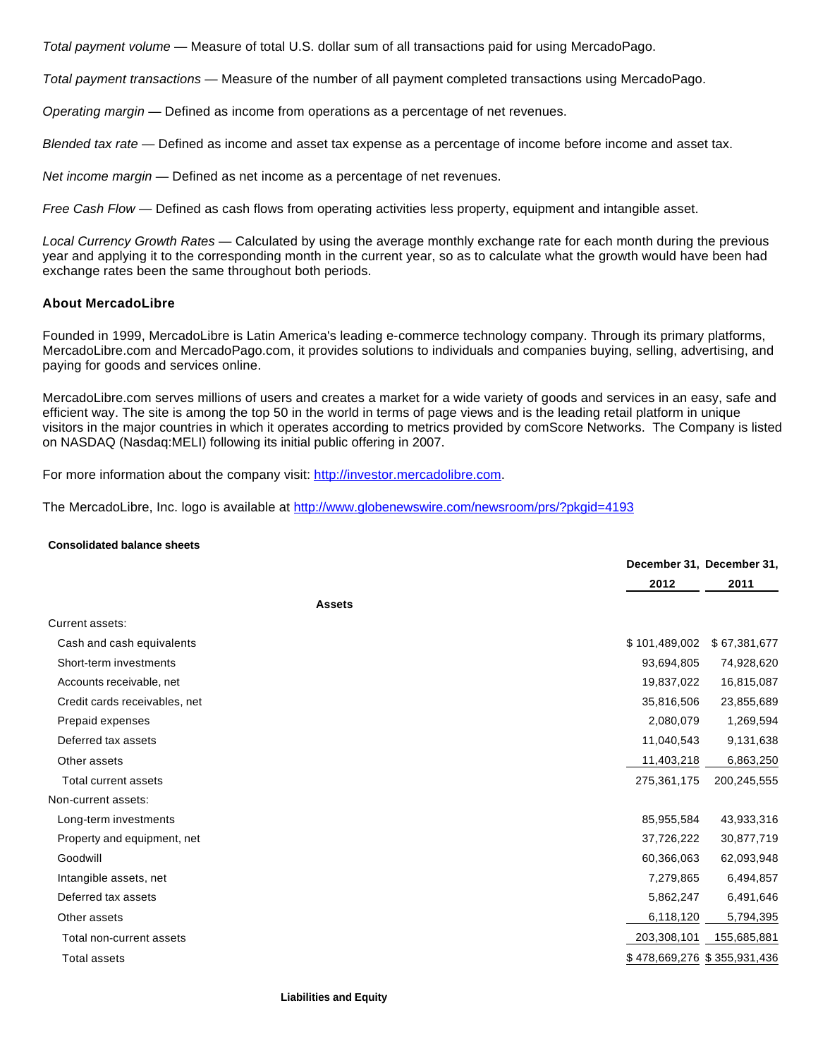*Total payment volume* — Measure of total U.S. dollar sum of all transactions paid for using MercadoPago.

*Total payment transactions* — Measure of the number of all payment completed transactions using MercadoPago.

*Operating margin* — Defined as income from operations as a percentage of net revenues.

*Blended tax rate* — Defined as income and asset tax expense as a percentage of income before income and asset tax.

*Net income margin* — Defined as net income as a percentage of net revenues.

*Free Cash Flow* — Defined as cash flows from operating activities less property, equipment and intangible asset.

*Local Currency Growth Rates* — Calculated by using the average monthly exchange rate for each month during the previous year and applying it to the corresponding month in the current year, so as to calculate what the growth would have been had exchange rates been the same throughout both periods.

### About MercadoLibre

Founded in 1999, MercadoLibre is Latin America's leading e-commerce technology company. Through its primary platforms, MercadoLibre.com and MercadoPago.com, it provides solutions to individuals and companies buying, selling, advertising, and paying for goods and services online.

MercadoLibre.com serves millions of users and creates a market for a wide variety of goods and services in an easy, safe and efficient way. The site is among the top 50 in the world in terms of page views and is the leading retail platform in unique visitors in the major countries in which it operates according to metrics provided by comScore Networks. The Company is listed on NASDAQ (Nasdaq:MELI) following its initial public offering in 2007.

For more information about the company visit: [http://investor.mercadolibre.com](http://investor.mercadolibre.com).

The MercadoLibre, Inc. logo is available at [http://www.globenewswire.com/newsroom/prs/?pkgid=4193](http://www.globenewswire.com/newsroom/prs/?pkgid=4193)

**Consolidated balance sheets**

| | December 31, 2012 | December 31, 2011 |
|---|---|---|
| **Assets** | | |
| Current assets: | | |
| Cash and cash equivalents | $ 101,489,002 | $ 67,381,677 |
| Short-term investments | 93,694,805 | 74,928,620 |
| Accounts receivable, net | 19,837,022 | 16,815,087 |
| Credit cards receivables, net | 35,816,506 | 23,855,689 |
| Prepaid expenses | 2,080,079 | 1,269,594 |
| Deferred tax assets | 11,040,543 | 9,131,638 |
| Other assets | 11,403,218 | 6,863,250 |
| Total current assets | 275,361,175 | 200,245,555 |
| Non-current assets: | | |
| Long-term investments | 85,955,584 | 43,933,316 |
| Property and equipment, net | 37,726,222 | 30,877,719 |
| Goodwill | 60,366,063 | 62,093,948 |
| Intangible assets, net | 7,279,865 | 6,494,857 |
| Deferred tax assets | 5,862,247 | 6,491,646 |
| Other assets | 6,118,120 | 5,794,395 |
| Total non-current assets | 203,308,101 | 155,685,881 |
| Total assets | $ 478,669,276 | $ 355,931,436 |

**Liabilities and Equity**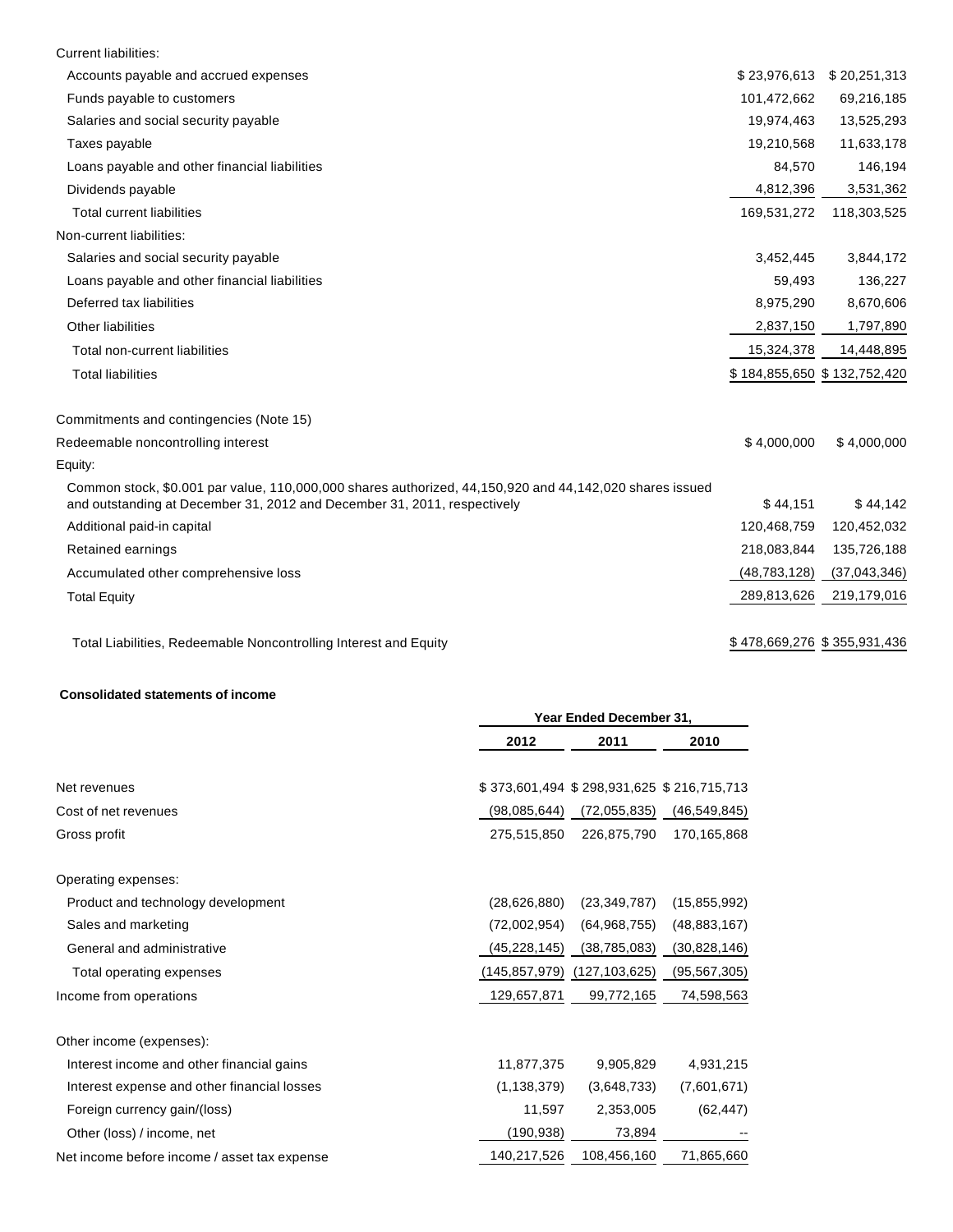| | | |
|---|---|---|
| Current liabilities: | | |
| Accounts payable and accrued expenses | $ 23,976,613 | $ 20,251,313 |
| Funds payable to customers | 101,472,662 | 69,216,185 |
| Salaries and social security payable | 19,974,463 | 13,525,293 |
| Taxes payable | 19,210,568 | 11,633,178 |
| Loans payable and other financial liabilities | 84,570 | 146,194 |
| Dividends payable | 4,812,396 | 3,531,362 |
| Total current liabilities | 169,531,272 | 118,303,525 |
| Non-current liabilities: | | |
| Salaries and social security payable | 3,452,445 | 3,844,172 |
| Loans payable and other financial liabilities | 59,493 | 136,227 |
| Deferred tax liabilities | 8,975,290 | 8,670,606 |
| Other liabilities | 2,837,150 | 1,797,890 |
| Total non-current liabilities | 15,324,378 | 14,448,895 |
| Total liabilities | $ 184,855,650 | $ 132,752,420 |
| | | |
| Commitments and contingencies (Note 15) | | |
| Redeemable noncontrolling interest | $ 4,000,000 | $ 4,000,000 |
| Equity: | | |
| Common stock, $0.001 par value, 110,000,000 shares authorized, 44,150,920 and 44,142,020 shares issued and outstanding at December 31, 2012 and December 31, 2011, respectively | $ 44,151 | $ 44,142 |
| Additional paid-in capital | 120,468,759 | 120,452,032 |
| Retained earnings | 218,083,844 | 135,726,188 |
| Accumulated other comprehensive loss | (48,783,128) | (37,043,346) |
| Total Equity | 289,813,626 | 219,179,016 |
| | | |
| Total Liabilities, Redeemable Noncontrolling Interest and Equity | $ 478,669,276 | $ 355,931,436 |

**Consolidated statements of income**

| | Year Ended December 31, | | |
|---|---|---|---|
| | 2012 | 2011 | 2010 |
| Net revenues | $ 373,601,494 | $ 298,931,625 | $ 216,715,713 |
| Cost of net revenues | (98,085,644) | (72,055,835) | (46,549,845) |
| Gross profit | 275,515,850 | 226,875,790 | 170,165,868 |
| | | | |
| Operating expenses: | | | |
| Product and technology development | (28,626,880) | (23,349,787) | (15,855,992) |
| Sales and marketing | (72,002,954) | (64,968,755) | (48,883,167) |
| General and administrative | (45,228,145) | (38,785,083) | (30,828,146) |
| Total operating expenses | (145,857,979) | (127,103,625) | (95,567,305) |
| Income from operations | 129,657,871 | 99,772,165 | 74,598,563 |
| | | | |
| Other income (expenses): | | | |
| Interest income and other financial gains | 11,877,375 | 9,905,829 | 4,931,215 |
| Interest expense and other financial losses | (1,138,379) | (3,648,733) | (7,601,671) |
| Foreign currency gain/(loss) | 11,597 | 2,353,005 | (62,447) |
| Other (loss) / income, net | (190,938) | 73,894 | -- |
| Net income before income / asset tax expense | 140,217,526 | 108,456,160 | 71,865,660 |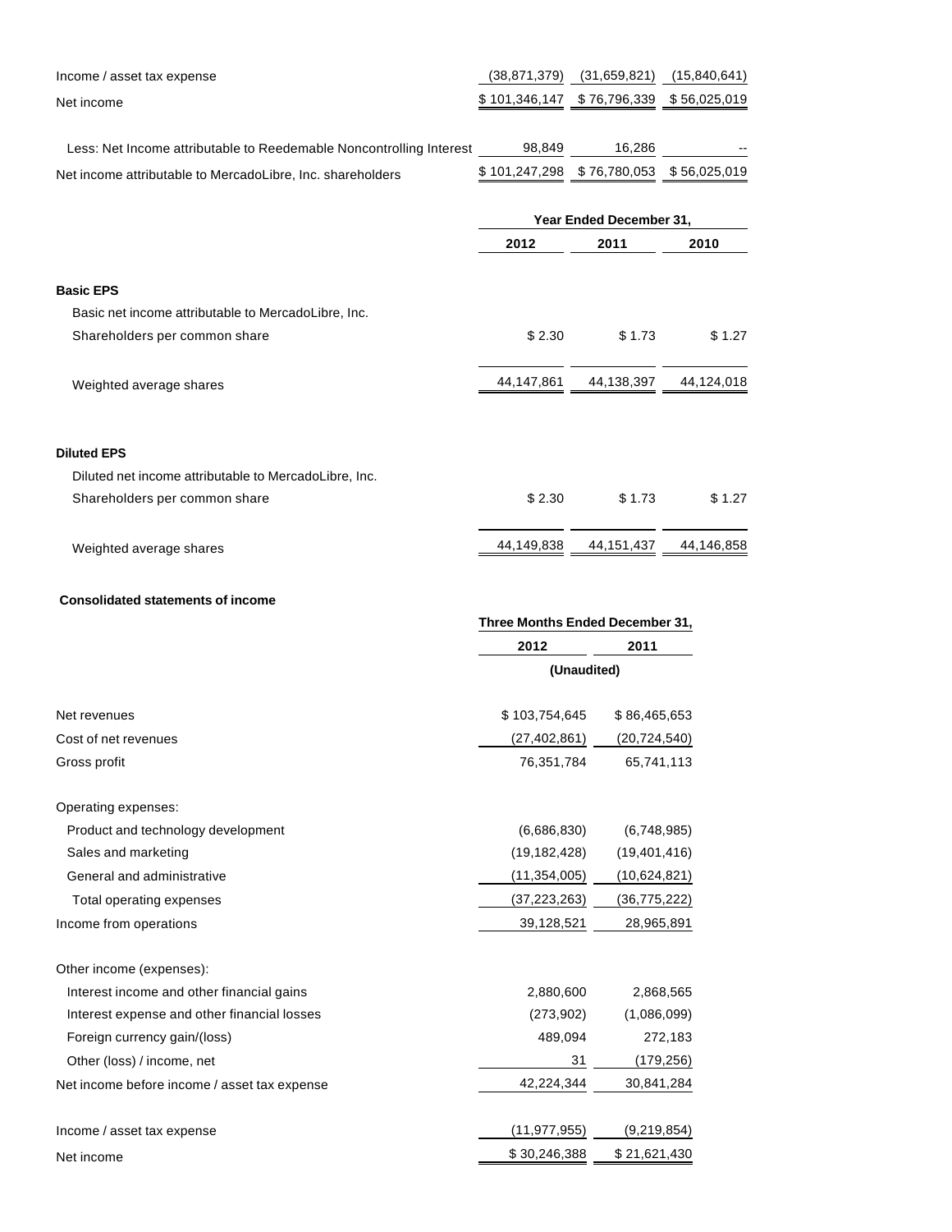| | | | |
|---|---|---|---|
| Income / asset tax expense | (38,871,379) | (31,659,821) | (15,840,641) |
| Net income | $ 101,346,147 | $ 76,796,339 | $ 56,025,019 |
| Less: Net Income attributable to Reedemable Noncontrolling Interest | 98,849 | 16,286 | -- |
| Net income attributable to MercadoLibre, Inc. shareholders | $ 101,247,298 | $ 76,780,053 | $ 56,025,019 |

| | Year Ended December 31, | | |
|---|---|---|---|
| | 2012 | 2011 | 2010 |
| **Basic EPS** | | | |
| Basic net income attributable to MercadoLibre, Inc. Shareholders per common share | $ 2.30 | $ 1.73 | $ 1.27 |
| Weighted average shares | 44,147,861 | 44,138,397 | 44,124,018 |
| **Diluted EPS** | | | |
| Diluted net income attributable to MercadoLibre, Inc. Shareholders per common share | $ 2.30 | $ 1.73 | $ 1.27 |
| Weighted average shares | 44,149,838 | 44,151,437 | 44,146,858 |

**Consolidated statements of income**

| | Three Months Ended December 31, | |
|---|---|---|
| | 2012 | 2011 |
| | (Unaudited) | |
| Net revenues | $ 103,754,645 | $ 86,465,653 |
| Cost of net revenues | (27,402,861) | (20,724,540) |
| Gross profit | 76,351,784 | 65,741,113 |
| Operating expenses: | | |
| Product and technology development | (6,686,830) | (6,748,985) |
| Sales and marketing | (19,182,428) | (19,401,416) |
| General and administrative | (11,354,005) | (10,624,821) |
| Total operating expenses | (37,223,263) | (36,775,222) |
| Income from operations | 39,128,521 | 28,965,891 |
| Other income (expenses): | | |
| Interest income and other financial gains | 2,880,600 | 2,868,565 |
| Interest expense and other financial losses | (273,902) | (1,086,099) |
| Foreign currency gain/(loss) | 489,094 | 272,183 |
| Other (loss) / income, net | 31 | (179,256) |
| Net income before income / asset tax expense | 42,224,344 | 30,841,284 |
| Income / asset tax expense | (11,977,955) | (9,219,854) |
| Net income | $ 30,246,388 | $ 21,621,430 |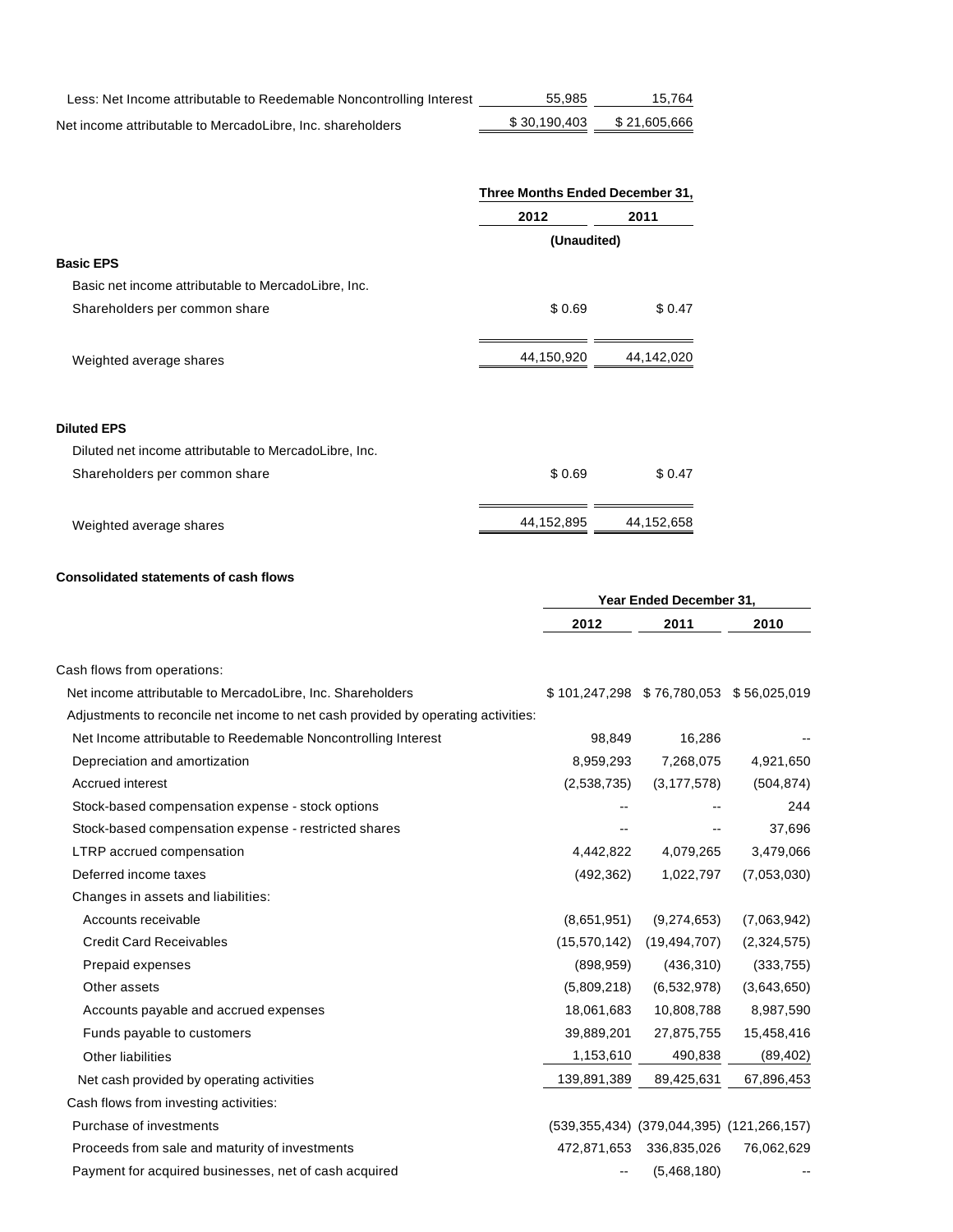| | | |
|---|---|---|
| Less: Net Income attributable to Reedemable Noncontrolling Interest | 55,985 | 15,764 |
| Net income attributable to MercadoLibre, Inc. shareholders | $ 30,190,403 | $ 21,605,666 |

| | Three Months Ended December 31, | |
|---|---|---|
| | 2012 | 2011 |
| | (Unaudited) | |
| **Basic EPS** | | |
| Basic net income attributable to MercadoLibre, Inc. | | |
| Shareholders per common share | $ 0.69 | $ 0.47 |
| Weighted average shares | 44,150,920 | 44,142,020 |
| **Diluted EPS** | | |
| Diluted net income attributable to MercadoLibre, Inc. | | |
| Shareholders per common share | $ 0.69 | $ 0.47 |
| Weighted average shares | 44,152,895 | 44,152,658 |

**Consolidated statements of cash flows**

| | Year Ended December 31, | | |
|---|---|---|---|
| | 2012 | 2011 | 2010 |
| Cash flows from operations: | | | |
| Net income attributable to MercadoLibre, Inc. Shareholders | $ 101,247,298 | $ 76,780,053 | $ 56,025,019 |
| Adjustments to reconcile net income to net cash provided by operating activities: | | | |
| Net Income attributable to Reedemable Noncontrolling Interest | 98,849 | 16,286 | -- |
| Depreciation and amortization | 8,959,293 | 7,268,075 | 4,921,650 |
| Accrued interest | (2,538,735) | (3,177,578) | (504,874) |
| Stock-based compensation expense - stock options | -- | -- | 244 |
| Stock-based compensation expense - restricted shares | -- | -- | 37,696 |
| LTRP accrued compensation | 4,442,822 | 4,079,265 | 3,479,066 |
| Deferred income taxes | (492,362) | 1,022,797 | (7,053,030) |
| Changes in assets and liabilities: | | | |
| Accounts receivable | (8,651,951) | (9,274,653) | (7,063,942) |
| Credit Card Receivables | (15,570,142) | (19,494,707) | (2,324,575) |
| Prepaid expenses | (898,959) | (436,310) | (333,755) |
| Other assets | (5,809,218) | (6,532,978) | (3,643,650) |
| Accounts payable and accrued expenses | 18,061,683 | 10,808,788 | 8,987,590 |
| Funds payable to customers | 39,889,201 | 27,875,755 | 15,458,416 |
| Other liabilities | 1,153,610 | 490,838 | (89,402) |
| Net cash provided by operating activities | 139,891,389 | 89,425,631 | 67,896,453 |
| Cash flows from investing activities: | | | |
| Purchase of investments | (539,355,434) | (379,044,395) | (121,266,157) |
| Proceeds from sale and maturity of investments | 472,871,653 | 336,835,026 | 76,062,629 |
| Payment for acquired businesses, net of cash acquired | -- | (5,468,180) | -- |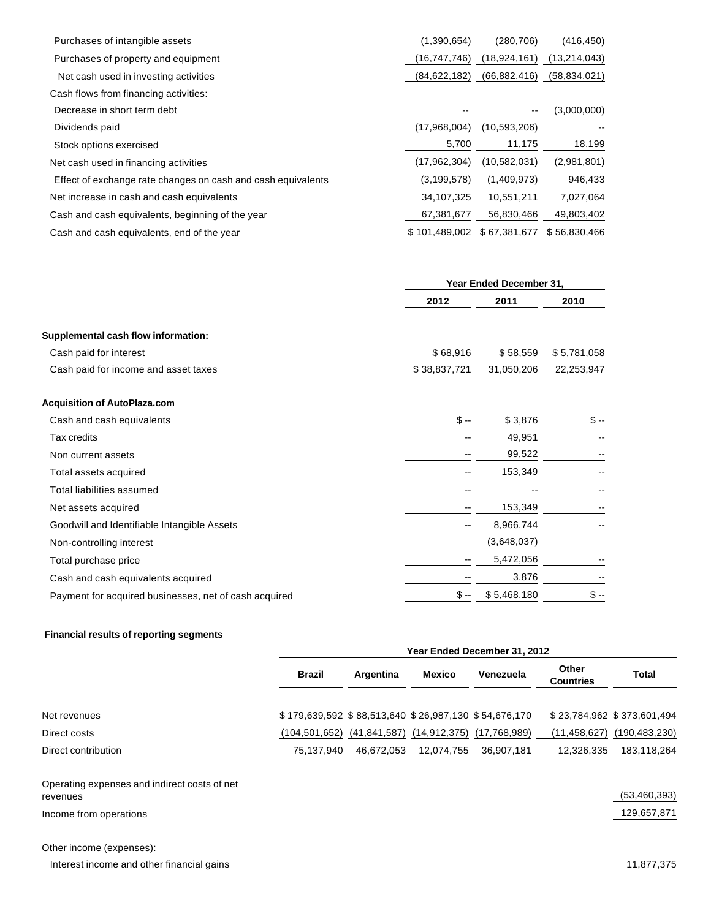| | | | |
|---|---|---|---|
| Purchases of intangible assets | (1,390,654) | (280,706) | (416,450) |
| Purchases of property and equipment | (16,747,746) | (18,924,161) | (13,214,043) |
| Net cash used in investing activities | (84,622,182) | (66,882,416) | (58,834,021) |
| Cash flows from financing activities: | | | |
| Decrease in short term debt | -- | -- | (3,000,000) |
| Dividends paid | (17,968,004) | (10,593,206) | -- |
| Stock options exercised | 5,700 | 11,175 | 18,199 |
| Net cash used in financing activities | (17,962,304) | (10,582,031) | (2,981,801) |
| Effect of exchange rate changes on cash and cash equivalents | (3,199,578) | (1,409,973) | 946,433 |
| Net increase in cash and cash equivalents | 34,107,325 | 10,551,211 | 7,027,064 |
| Cash and cash equivalents, beginning of the year | 67,381,677 | 56,830,466 | 49,803,402 |
| Cash and cash equivalents, end of the year | $ 101,489,002 | $ 67,381,677 | $ 56,830,466 |

| | Year Ended December 31, | | |
|---|---|---|---|
| | 2012 | 2011 | 2010 |
| **Supplemental cash flow information:** | | | |
| Cash paid for interest | $ 68,916 | $ 58,559 | $ 5,781,058 |
| Cash paid for income and asset taxes | $ 38,837,721 | 31,050,206 | 22,253,947 |
| **Acquisition of AutoPlaza.com** | | | |
| Cash and cash equivalents | $ -- | $ 3,876 | $ -- |
| Tax credits | -- | 49,951 | -- |
| Non current assets | -- | 99,522 | -- |
| Total assets acquired | -- | 153,349 | -- |
| Total liabilities assumed | -- | -- | -- |
| Net assets acquired | -- | 153,349 | -- |
| Goodwill and Identifiable Intangible Assets | -- | 8,966,744 | -- |
| Non-controlling interest | | (3,648,037) | |
| Total purchase price | -- | 5,472,056 | -- |
| Cash and cash equivalents acquired | -- | 3,876 | -- |
| Payment for acquired businesses, net of cash acquired | $ -- | $ 5,468,180 | $ -- |

**Financial results of reporting segments**

| | Year Ended December 31, 2012 | | | | | |
|---|---|---|---|---|---|---|
| | Brazil | Argentina | Mexico | Venezuela | Other Countries | Total |
| Net revenues | $ 179,639,592 | $ 88,513,640 | $ 26,987,130 | $ 54,676,170 | $ 23,784,962 | $ 373,601,494 |
| Direct costs | (104,501,652) | (41,841,587) | (14,912,375) | (17,768,989) | (11,458,627) | (190,483,230) |
| Direct contribution | 75,137,940 | 46,672,053 | 12,074,755 | 36,907,181 | 12,326,335 | 183,118,264 |
| Operating expenses and indirect costs of net revenues | | | | | | (53,460,393) |
| Income from operations | | | | | | 129,657,871 |
| Other income (expenses): | | | | | | |
| Interest income and other financial gains | | | | | | 11,877,375 |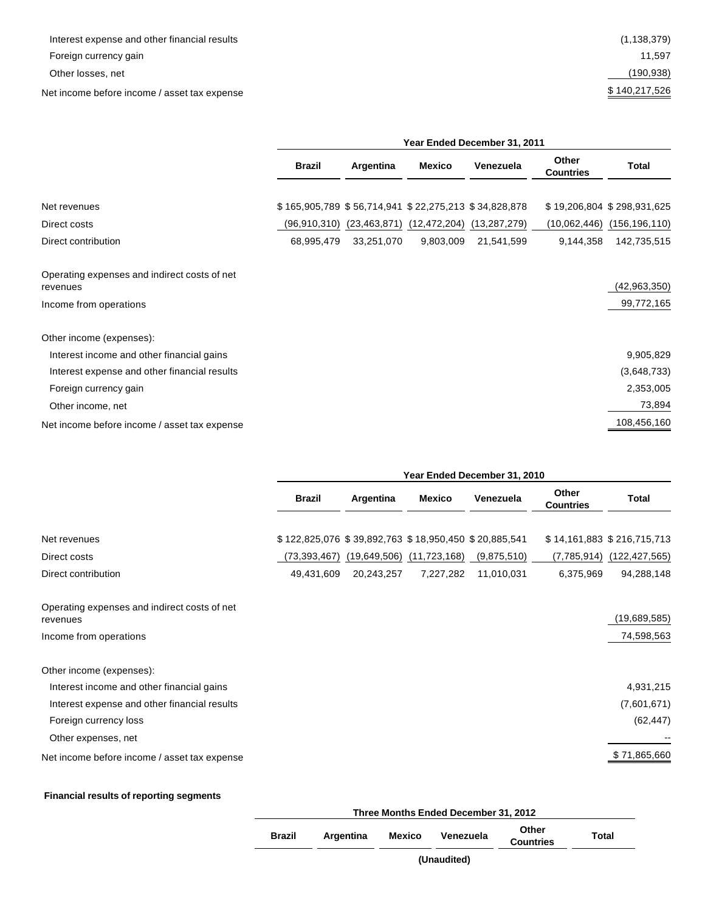| | |
|---|---|
| Interest expense and other financial results | (1,138,379) |
| Foreign currency gain | 11,597 |
| Other losses, net | (190,938) |
| Net income before income / asset tax expense | $ 140,217,526 |

| | Year Ended December 31, 2011 | | | | | |
|---|---|---|---|---|---|---|
| | Brazil | Argentina | Mexico | Venezuela | Other Countries | Total |
| Net revenues | $ 165,905,789 | $ 56,714,941 | $ 22,275,213 | $ 34,828,878 | $ 19,206,804 | $ 298,931,625 |
| Direct costs | (96,910,310) | (23,463,871) | (12,472,204) | (13,287,279) | (10,062,446) | (156,196,110) |
| Direct contribution | 68,995,479 | 33,251,070 | 9,803,009 | 21,541,599 | 9,144,358 | 142,735,515 |
| Operating expenses and indirect costs of net revenues | | | | | | (42,963,350) |
| Income from operations | | | | | | 99,772,165 |
| Other income (expenses): | | | | | | |
| Interest income and other financial gains | | | | | | 9,905,829 |
| Interest expense and other financial results | | | | | | (3,648,733) |
| Foreign currency gain | | | | | | 2,353,005 |
| Other income, net | | | | | | 73,894 |
| Net income before income / asset tax expense | | | | | | 108,456,160 |

| | Year Ended December 31, 2010 | | | | | |
|---|---|---|---|---|---|---|
| | Brazil | Argentina | Mexico | Venezuela | Other Countries | Total |
| Net revenues | $ 122,825,076 | $ 39,892,763 | $ 18,950,450 | $ 20,885,541 | $ 14,161,883 | $ 216,715,713 |
| Direct costs | (73,393,467) | (19,649,506) | (11,723,168) | (9,875,510) | (7,785,914) | (122,427,565) |
| Direct contribution | 49,431,609 | 20,243,257 | 7,227,282 | 11,010,031 | 6,375,969 | 94,288,148 |
| Operating expenses and indirect costs of net revenues | | | | | | (19,689,585) |
| Income from operations | | | | | | 74,598,563 |
| Other income (expenses): | | | | | | |
| Interest income and other financial gains | | | | | | 4,931,215 |
| Interest expense and other financial results | | | | | | (7,601,671) |
| Foreign currency loss | | | | | | (62,447) |
| Other expenses, net | | | | | | -- |
| Net income before income / asset tax expense | | | | | | $ 71,865,660 |

**Financial results of reporting segments**

| Three Months Ended December 31, 2012 | | | | | |
|---|---|---|---|---|---|
| Brazil | Argentina | Mexico | Venezuela | Other Countries | Total |
| (Unaudited) | | | | | |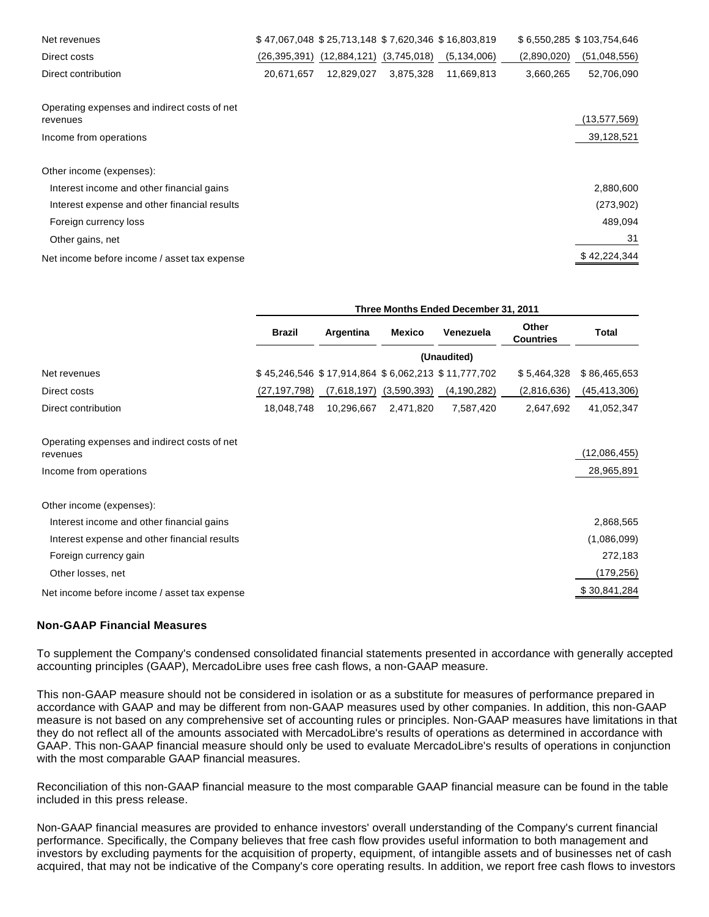| | | | | | | |
|---|---|---|---|---|---|---|
| Net revenues | $ 47,067,048 | $ 25,713,148 | $ 7,620,346 | $ 16,803,819 | $ 6,550,285 | $ 103,754,646 |
| Direct costs | (26,395,391) | (12,884,121) | (3,745,018) | (5,134,006) | (2,890,020) | (51,048,556) |
| Direct contribution | 20,671,657 | 12,829,027 | 3,875,328 | 11,669,813 | 3,660,265 | 52,706,090 |
| | | | | | | |
| Operating expenses and indirect costs of net revenues | | | | | | (13,577,569) |
| Income from operations | | | | | | 39,128,521 |
| | | | | | | |
| Other income (expenses): | | | | | | |
| Interest income and other financial gains | | | | | | 2,880,600 |
| Interest expense and other financial results | | | | | | (273,902) |
| Foreign currency loss | | | | | | 489,094 |
| Other gains, net | | | | | | 31 |
| Net income before income / asset tax expense | | | | | | $ 42,224,344 |

| | Three Months Ended December 31, 2011 | | | | | |
|---|---|---|---|---|---|---|
| | Brazil | Argentina | Mexico | Venezuela | Other Countries | Total |
| | (Unaudited) | | | | | |
| Net revenues | $ 45,246,546 | $ 17,914,864 | $ 6,062,213 | $ 11,777,702 | $ 5,464,328 | $ 86,465,653 |
| Direct costs | (27,197,798) | (7,618,197) | (3,590,393) | (4,190,282) | (2,816,636) | (45,413,306) |
| Direct contribution | 18,048,748 | 10,296,667 | 2,471,820 | 7,587,420 | 2,647,692 | 41,052,347 |
| | | | | | | |
| Operating expenses and indirect costs of net revenues | | | | | | (12,086,455) |
| Income from operations | | | | | | 28,965,891 |
| | | | | | | |
| Other income (expenses): | | | | | | |
| Interest income and other financial gains | | | | | | 2,868,565 |
| Interest expense and other financial results | | | | | | (1,086,099) |
| Foreign currency gain | | | | | | 272,183 |
| Other losses, net | | | | | | (179,256) |
| Net income before income / asset tax expense | | | | | | $ 30,841,284 |

**Non-GAAP Financial Measures**

To supplement the Company's condensed consolidated financial statements presented in accordance with generally accepted accounting principles (GAAP), MercadoLibre uses free cash flows, a non-GAAP measure.

This non-GAAP measure should not be considered in isolation or as a substitute for measures of performance prepared in accordance with GAAP and may be different from non-GAAP measures used by other companies. In addition, this non-GAAP measure is not based on any comprehensive set of accounting rules or principles. Non-GAAP measures have limitations in that they do not reflect all of the amounts associated with MercadoLibre's results of operations as determined in accordance with GAAP. This non-GAAP financial measure should only be used to evaluate MercadoLibre's results of operations in conjunction with the most comparable GAAP financial measures.

Reconciliation of this non-GAAP financial measure to the most comparable GAAP financial measure can be found in the table included in this press release.

Non-GAAP financial measures are provided to enhance investors' overall understanding of the Company's current financial performance. Specifically, the Company believes that free cash flow provides useful information to both management and investors by excluding payments for the acquisition of property, equipment, of intangible assets and of businesses net of cash acquired, that may not be indicative of the Company's core operating results. In addition, we report free cash flows to investors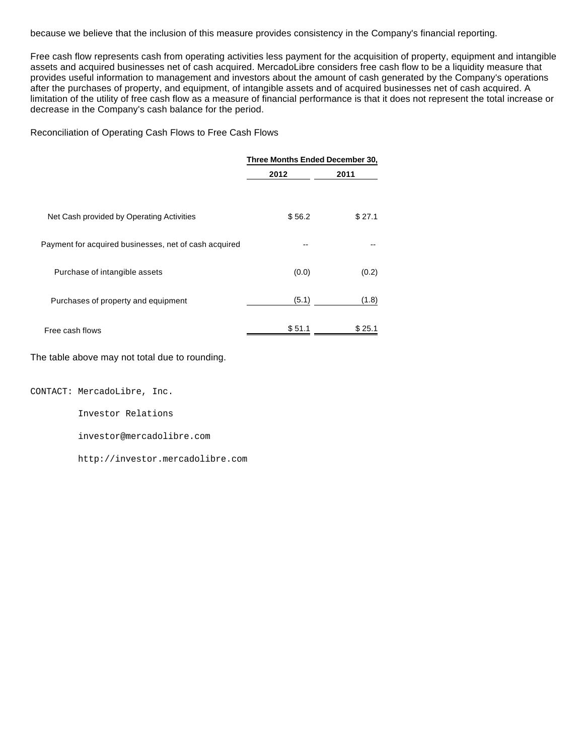because we believe that the inclusion of this measure provides consistency in the Company's financial reporting.

Free cash flow represents cash from operating activities less payment for the acquisition of property, equipment and intangible assets and acquired businesses net of cash acquired. MercadoLibre considers free cash flow to be a liquidity measure that provides useful information to management and investors about the amount of cash generated by the Company's operations after the purchases of property, and equipment, of intangible assets and of acquired businesses net of cash acquired. A limitation of the utility of free cash flow as a measure of financial performance is that it does not represent the total increase or decrease in the Company's cash balance for the period.

Reconciliation of Operating Cash Flows to Free Cash Flows

| | Three Months Ended December 30, | |
|---|---|---|
| | 2012 | 2011 |
| Net Cash provided by Operating Activities | $ 56.2 | $ 27.1 |
| Payment for acquired businesses, net of cash acquired | -- | -- |
| Purchase of intangible assets | (0.0) | (0.2) |
| Purchases of property and equipment | (5.1) | (1.8) |
| Free cash flows | $ 51.1 | $ 25.1 |

The table above may not total due to rounding.

CONTACT: MercadoLibre, Inc.

Investor Relations

investor@mercadolibre.com

http://investor.mercadolibre.com